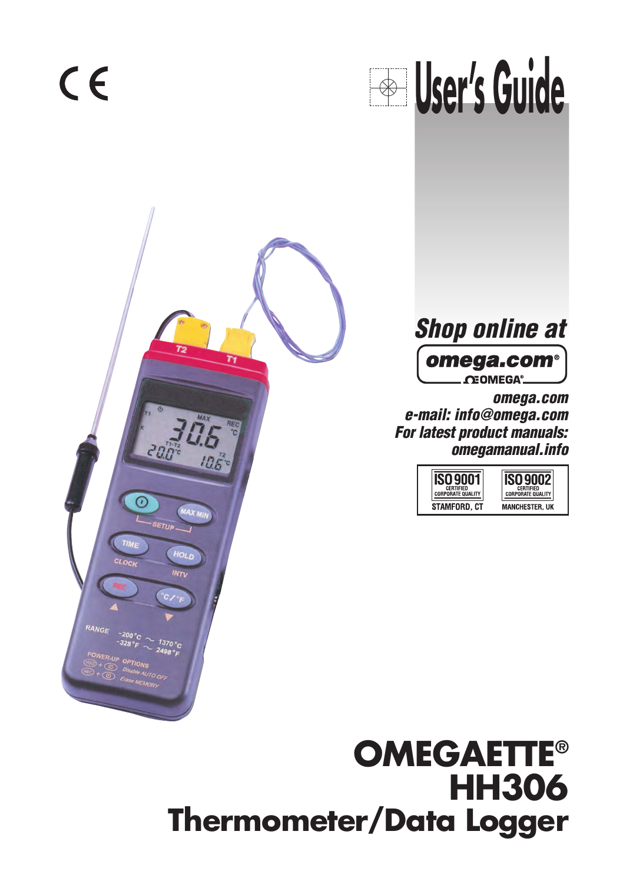# User's Guide

*Shop online at*

**omega.com®**

OMEGA®

*omega.com*
*e-mail: info@omega.com*
*For latest product manuals:*
*omegamanual.info*

| ISO 9001 CERTIFIED CORPORATE QUALITY | ISO 9002 CERTIFIED CORPORATE QUALITY |
| --- | --- |
| STAMFORD, CT | MANCHESTER, UK |

# OMEGAETTE®
# HH306
# Thermometer/Data Logger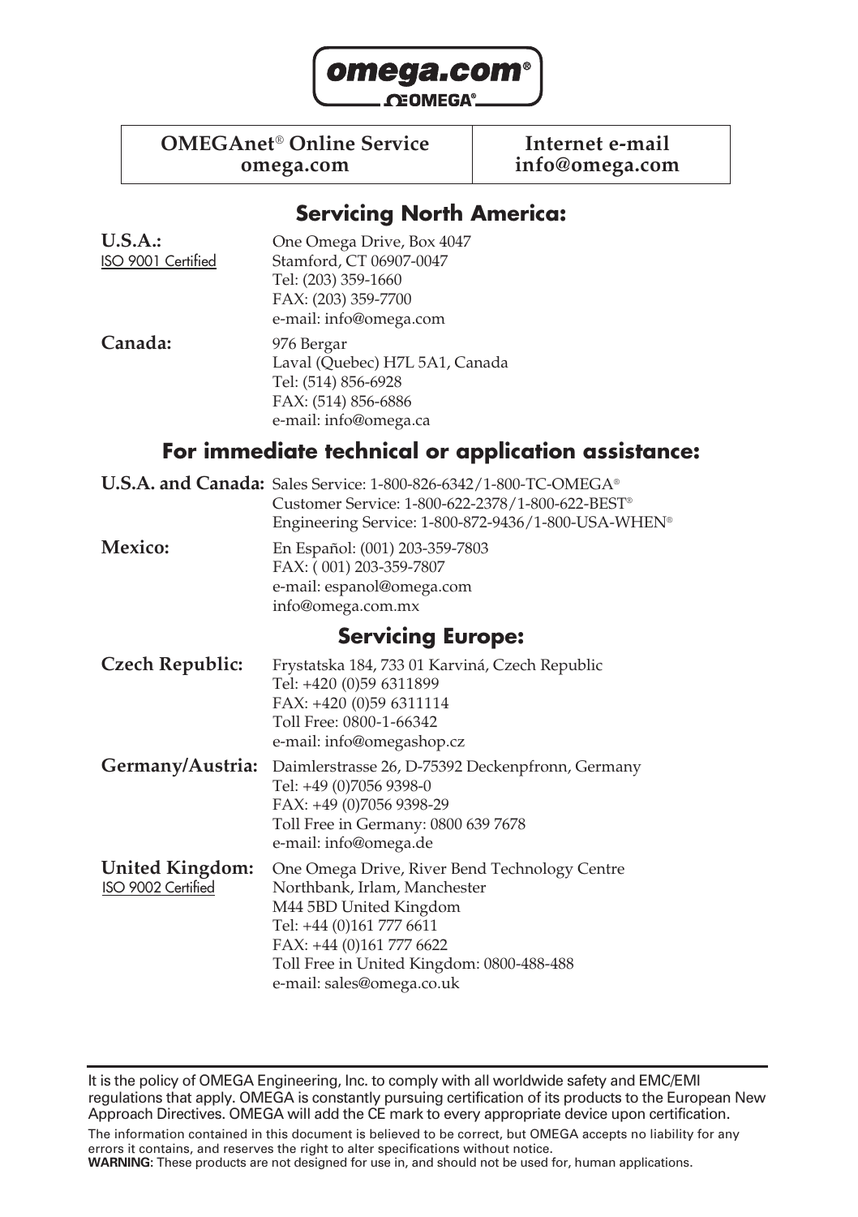**omega.com®**
**ΩEOMEGA®**

| OMEGAnet® Online Service omega.com | Internet e-mail info@omega.com |
| --- | --- |

## Servicing North America:

**U.S.A.:**
ISO 9001 Certified

One Omega Drive, Box 4047
Stamford, CT 06907-0047
Tel: (203) 359-1660
FAX: (203) 359-7700
e-mail: info@omega.com

**Canada:**

976 Bergar
Laval (Quebec) H7L 5A1, Canada
Tel: (514) 856-6928
FAX: (514) 856-6886
e-mail: info@omega.ca

## For immediate technical or application assistance:

**U.S.A. and Canada:**

Sales Service: 1-800-826-6342/1-800-TC-OMEGA®
Customer Service: 1-800-622-2378/1-800-622-BEST®
Engineering Service: 1-800-872-9436/1-800-USA-WHEN®

**Mexico:**

En Español: (001) 203-359-7803
FAX: ( 001) 203-359-7807
e-mail: espanol@omega.com
info@omega.com.mx

## Servicing Europe:

**Czech Republic:**

Frystatska 184, 733 01 Karviná, Czech Republic
Tel: +420 (0)59 6311899
FAX: +420 (0)59 6311114
Toll Free: 0800-1-66342
e-mail: info@omegashop.cz

**Germany/Austria:**

Daimlerstrasse 26, D-75392 Deckenpfronn, Germany
Tel: +49 (0)7056 9398-0
FAX: +49 (0)7056 9398-29
Toll Free in Germany: 0800 639 7678
e-mail: info@omega.de

**United Kingdom:**
ISO 9002 Certified

One Omega Drive, River Bend Technology Centre
Northbank, Irlam, Manchester
M44 5BD United Kingdom
Tel: +44 (0)161 777 6611
FAX: +44 (0)161 777 6622
Toll Free in United Kingdom: 0800-488-488
e-mail: sales@omega.co.uk

---

It is the policy of OMEGA Engineering, Inc. to comply with all worldwide safety and EMC/EMI regulations that apply. OMEGA is constantly pursuing certification of its products to the European New Approach Directives. OMEGA will add the CE mark to every appropriate device upon certification.

The information contained in this document is believed to be correct, but OMEGA accepts no liability for any errors it contains, and reserves the right to alter specifications without notice.

**WARNING:** These products are not designed for use in, and should not be used for, human applications.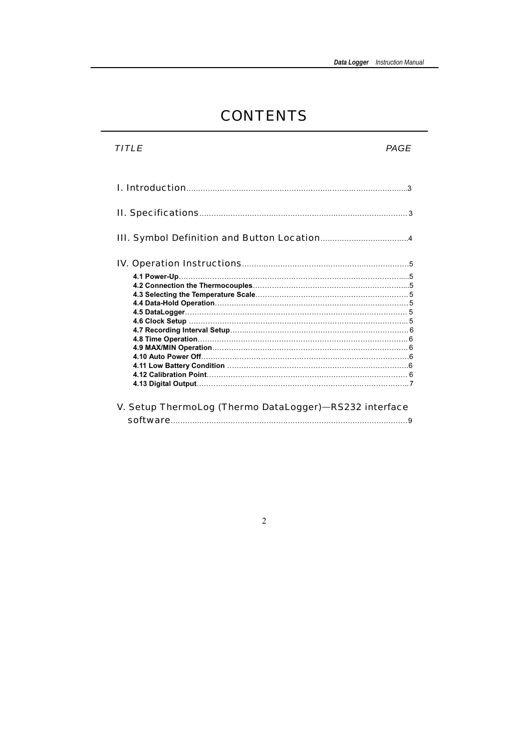# CONTENTS

| *TITLE* | *PAGE* |
|---|---|
| I. Introduction | 3 |
| II. Specifications | 3 |
| III. Symbol Definition and Button Location | 4 |
| IV. Operation Instructions | 5 |
| **4.1 Power-Up** | 5 |
| **4.2 Connection the Thermocouples** | 5 |
| **4.3 Selecting the Temperature Scale** | 5 |
| **4.4 Data-Hold Operation** | 5 |
| **4.5 DataLogger** | 5 |
| **4.6 Clock Setup** | 5 |
| **4.7 Recording Interval Setup** | 6 |
| **4.8 Time Operation** | 6 |
| **4.9 MAX/MIN Operation** | 6 |
| **4.10 Auto Power Off** | 6 |
| **4.11 Low Battery Condition** | 6 |
| **4.12 Calibration Point** | 6 |
| **4.13 Digital Output** | 7 |
| V. Setup ThermoLog (Thermo DataLogger)—RS232 interface software | 9 |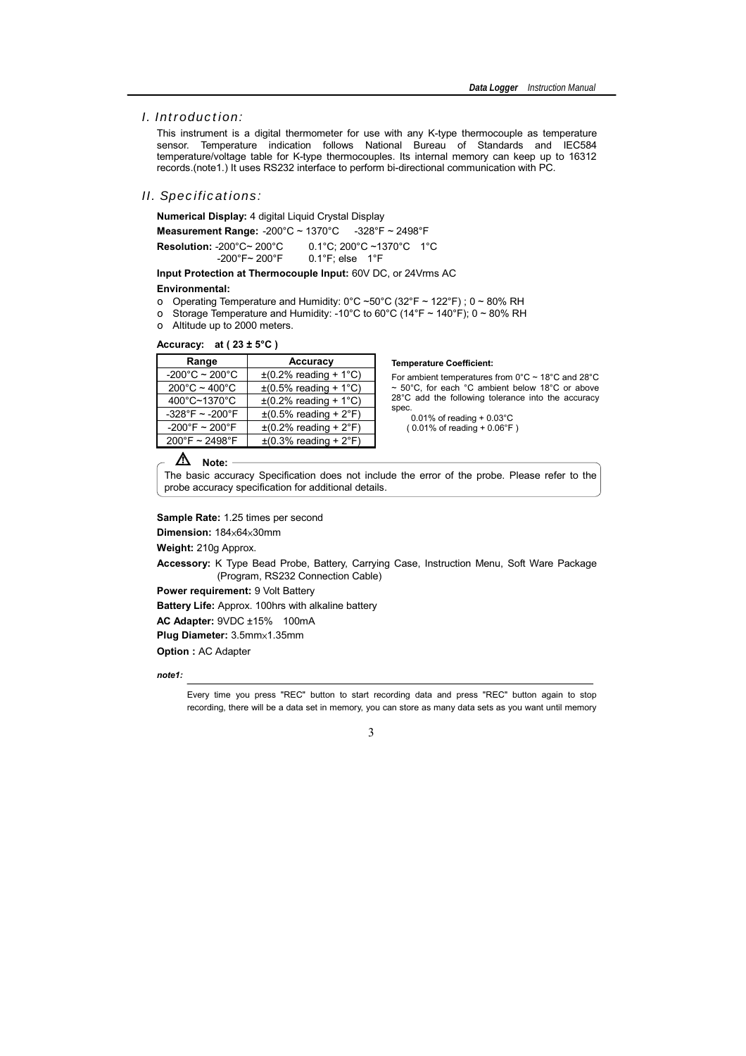## I. Introduction:

This instrument is a digital thermometer for use with any K-type thermocouple as temperature sensor. Temperature indication follows National Bureau of Standards and IEC584 temperature/voltage table for K-type thermocouples. Its internal memory can keep up to 16312 records.(note1.) It uses RS232 interface to perform bi-directional communication with PC.

## II. Specifications:

**Numerical Display:** 4 digital Liquid Crystal Display

**Measurement Range:** -200°C ~ 1370°C -328°F ~ 2498°F

**Resolution:** -200°C~ 200°C 0.1°C; 200°C ~1370°C 1°C
-200°F~ 200°F 0.1°F; else 1°F

**Input Protection at Thermocouple Input:** 60V DC, or 24Vrms AC

**Environmental:**

- Operating Temperature and Humidity: 0°C ~50°C (32°F ~ 122°F) ; 0 ~ 80% RH
- Storage Temperature and Humidity: -10°C to 60°C (14°F ~ 140°F); 0 ~ 80% RH
- Altitude up to 2000 meters.

**Accuracy: at ( 23 ± 5°C )**

| Range | Accuracy |
|---|---|
| -200°C ~ 200°C | ±(0.2% reading + 1°C) |
| 200°C ~ 400°C | ±(0.5% reading + 1°C) |
| 400°C~1370°C | ±(0.2% reading + 1°C) |
| -328°F ~ -200°F | ±(0.5% reading + 2°F) |
| -200°F ~ 200°F | ±(0.2% reading + 2°F) |
| 200°F ~ 2498°F | ±(0.3% reading + 2°F) |

**Temperature Coefficient:**

For ambient temperatures from 0°C ~ 18°C and 28°C ~ 50°C, for each °C ambient below 18°C or above 28°C add the following tolerance into the accuracy spec.

0.01% of reading + 0.03°C
( 0.01% of reading + 0.06°F )

> ⚠ **Note:**
> The basic accuracy Specification does not include the error of the probe. Please refer to the probe accuracy specification for additional details.

**Sample Rate:** 1.25 times per second

**Dimension:** 184×64×30mm

**Weight:** 210g Approx.

**Accessory:** K Type Bead Probe, Battery, Carrying Case, Instruction Menu, Soft Ware Package (Program, RS232 Connection Cable)

**Power requirement:** 9 Volt Battery

**Battery Life:** Approx. 100hrs with alkaline battery

**AC Adapter:** 9VDC ±15% 100mA

**Plug Diameter:** 3.5mm×1.35mm

**Option :** AC Adapter

***note1:***

Every time you press "REC" button to start recording data and press "REC" button again to stop recording, there will be a data set in memory, you can store as many data sets as you want until memory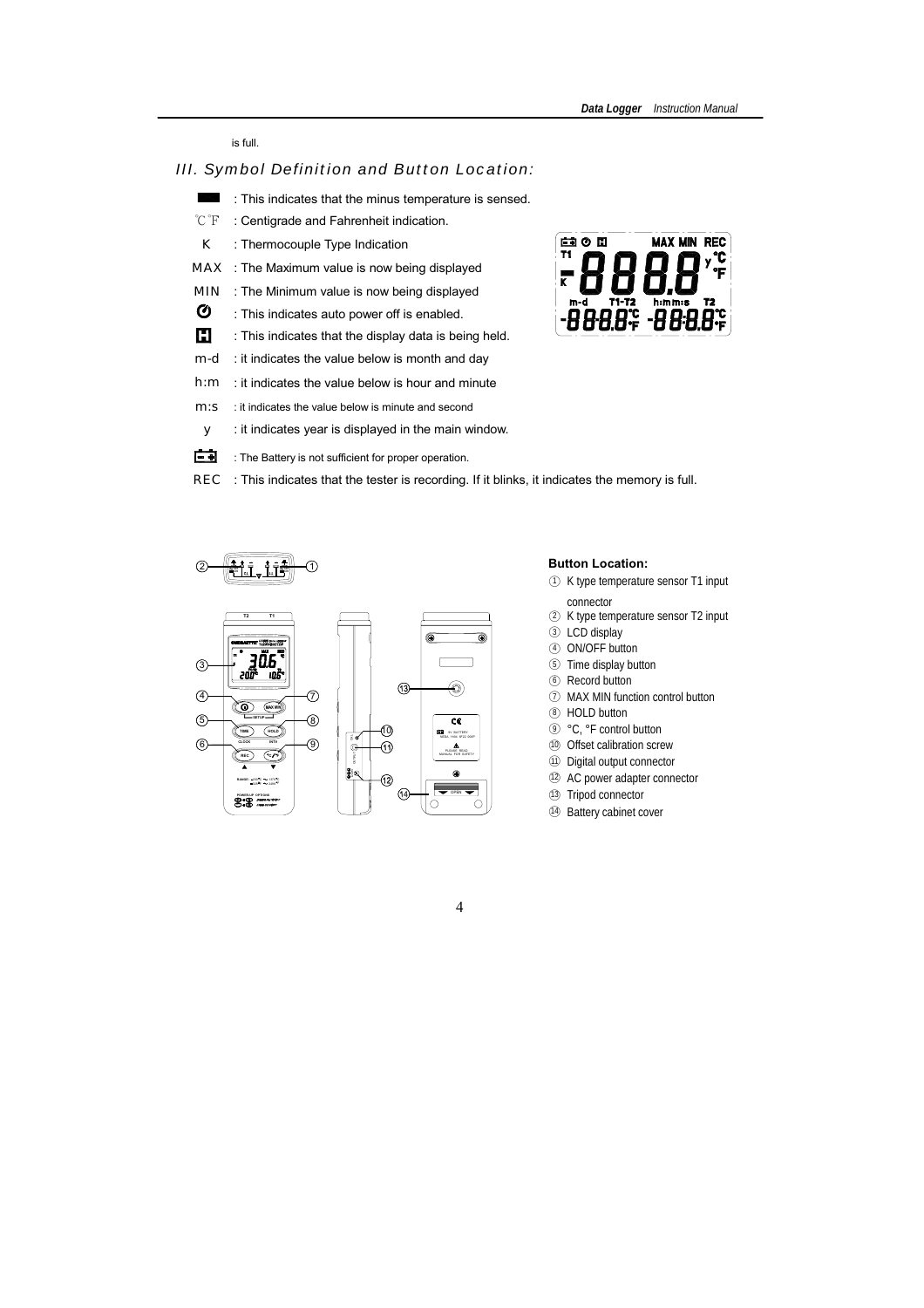is full.

## III. Symbol Definition and Button Location:

- ▬ : This indicates that the minus temperature is sensed.
- ℃℉ : Centigrade and Fahrenheit indication.
- K : Thermocouple Type Indication
- MAX : The Maximum value is now being displayed
- MIN : The Minimum value is now being displayed
- : This indicates auto power off is enabled.
- : This indicates that the display data is being held.
- m-d : it indicates the value below is month and day
- h:m : it indicates the value below is hour and minute
- m:s : it indicates the value below is minute and second
- y : it indicates year is displayed in the main window.
- : The Battery is not sufficient for proper operation.
- REC : This indicates that the tester is recording. If it blinks, it indicates the memory is full.

**Button Location:**

1. K type temperature sensor T1 input connector
2. K type temperature sensor T2 input
3. LCD display
4. ON/OFF button
5. Time display button
6. Record button
7. MAX MIN function control button
8. HOLD button
9. °C, °F control button
10. Offset calibration screw
11. Digital output connector
12. AC power adapter connector
13. Tripod connector
14. Battery cabinet cover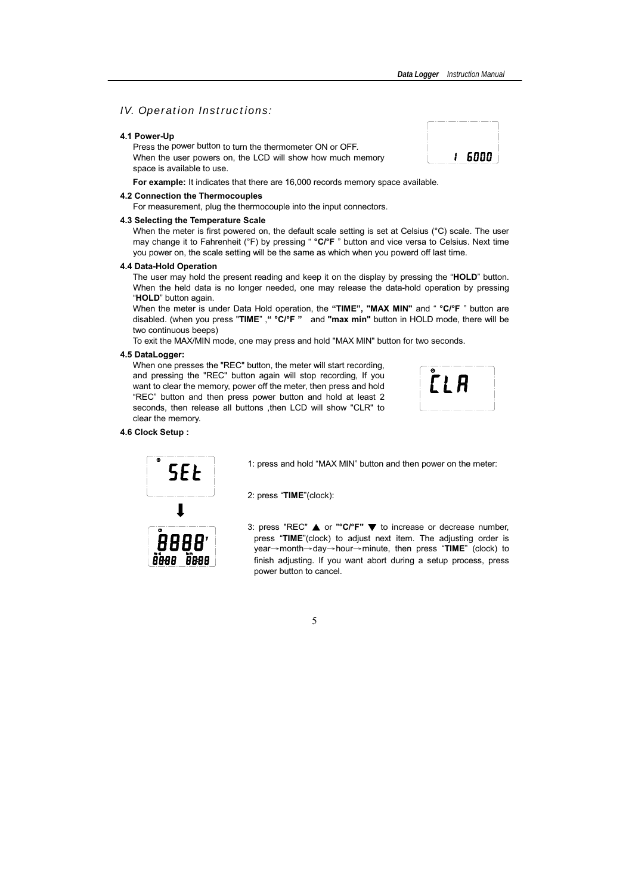## *IV. Operation Instructions:*

**4.1 Power-Up**

Press the power button to turn the thermometer ON or OFF.
When the user powers on, the LCD will show how much memory space is available to use.

**For example:** It indicates that there are 16,000 records memory space available.

**4.2 Connection the Thermocouples**

For measurement, plug the thermocouple into the input connectors.

**4.3 Selecting the Temperature Scale**

When the meter is first powered on, the default scale setting is set at Celsius (°C) scale. The user may change it to Fahrenheit (°F) by pressing " **°C/°F** " button and vice versa to Celsius. Next time you power on, the scale setting will be the same as which when you powerd off last time.

**4.4 Data-Hold Operation**

The user may hold the present reading and keep it on the display by pressing the "**HOLD**" button. When the held data is no longer needed, one may release the data-hold operation by pressing "**HOLD**" button again.

When the meter is under Data Hold operation, the **"TIME", "MAX MIN"** and " **°C/°F** " button are disabled. (when you press "**TIME**" ,**" °C/°F "** and **"max min"** button in HOLD mode, there will be two continuous beeps)

To exit the MAX/MIN mode, one may press and hold "MAX MIN" button for two seconds.

**4.5 DataLogger:**

When one presses the "REC" button, the meter will start recording, and pressing the "REC" button again will stop recording, If you want to clear the memory, power off the meter, then press and hold "REC" button and then press power button and hold at least 2 seconds, then release all buttons ,then LCD will show "CLR" to clear the memory.

**4.6 Clock Setup :**

1: press and hold "MAX MIN" button and then power on the meter:

2: press "**TIME**"(clock):

3: press "REC" ▲ or "**°C/°F"** ▼ to increase or decrease number, press "**TIME**"(clock) to adjust next item. The adjusting order is year→month→day→hour→minute, then press "**TIME**" (clock) to finish adjusting. If you want abort during a setup process, press power button to cancel.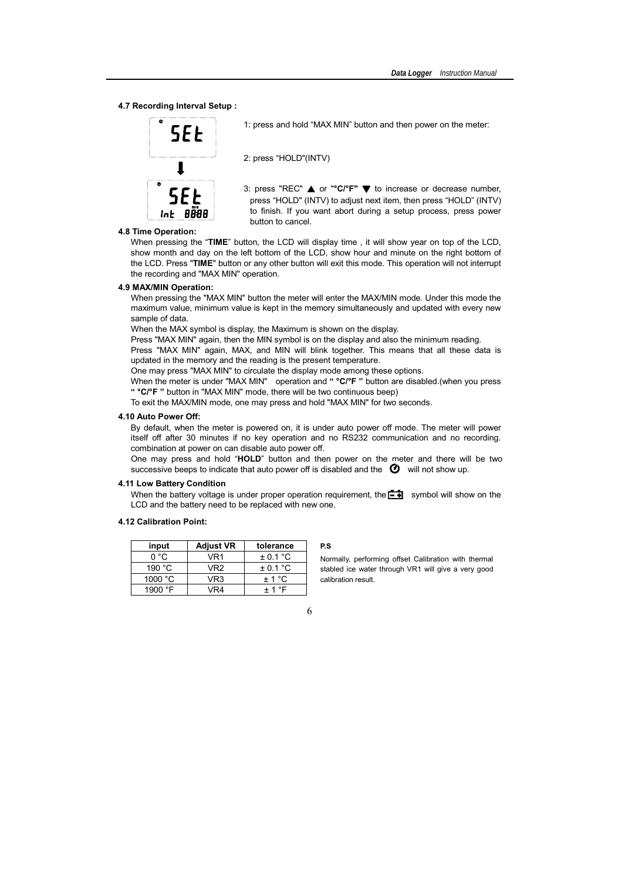#### 4.7 Recording Interval Setup :

1: press and hold "MAX MIN" button and then power on the meter:

2: press "HOLD"(INTV)

3: press "REC" ▲ or "°C/°F" ▼ to increase or decrease number, press "HOLD" (INTV) to adjust next item, then press "HOLD" (INTV) to finish. If you want abort during a setup process, press power button to cancel.

#### 4.8 Time Operation:

When pressing the "**TIME**" button, the LCD will display time , it will show year on top of the LCD, show month and day on the left bottom of the LCD, show hour and minute on the right bottom of the LCD. Press "**TIME**" button or any other button will exit this mode. This operation will not interrupt the recording and "MAX MIN" operation.

#### 4.9 MAX/MIN Operation:

When pressing the "MAX MIN" button the meter will enter the MAX/MIN mode. Under this mode the maximum value, minimum value is kept in the memory simultaneously and updated with every new sample of data.

When the MAX symbol is display, the Maximum is shown on the display.

Press "MAX MIN" again, then the MIN symbol is on the display and also the minimum reading.

Press "MAX MIN" again, MAX, and MIN will blink together. This means that all these data is updated in the memory and the reading is the present temperature.

One may press "MAX MIN" to circulate the display mode among these options.

When the meter is under "MAX MIN" operation and **" °C/°F "** button are disabled.(when you press **" °C/°F "** button in "MAX MIN" mode, there will be two continuous beep)

To exit the MAX/MIN mode, one may press and hold "MAX MIN" for two seconds.

#### 4.10 Auto Power Off:

By default, when the meter is powered on, it is under auto power off mode. The meter will power itself off after 30 minutes if no key operation and no RS232 communication and no recording. combination at power on can disable auto power off.

One may press and hold "**HOLD**" button and then power on the meter and there will be two successive beeps to indicate that auto power off is disabled and the ⏻ will not show up.

#### 4.11 Low Battery Condition

When the battery voltage is under proper operation requirement, the symbol will show on the LCD and the battery need to be replaced with new one.

#### 4.12 Calibration Point:

| input | Adjust VR | tolerance |
|---|---|---|
| 0 °C | VR1 | ± 0.1 °C |
| 190 °C | VR2 | ± 0.1 °C |
| 1000 °C | VR3 | ± 1 °C |
| 1900 °F | VR4 | ± 1 °F |

**P.S**

Normally, performing offset Calibration with thermal stabled ice water through VR1 will give a very good calibration result.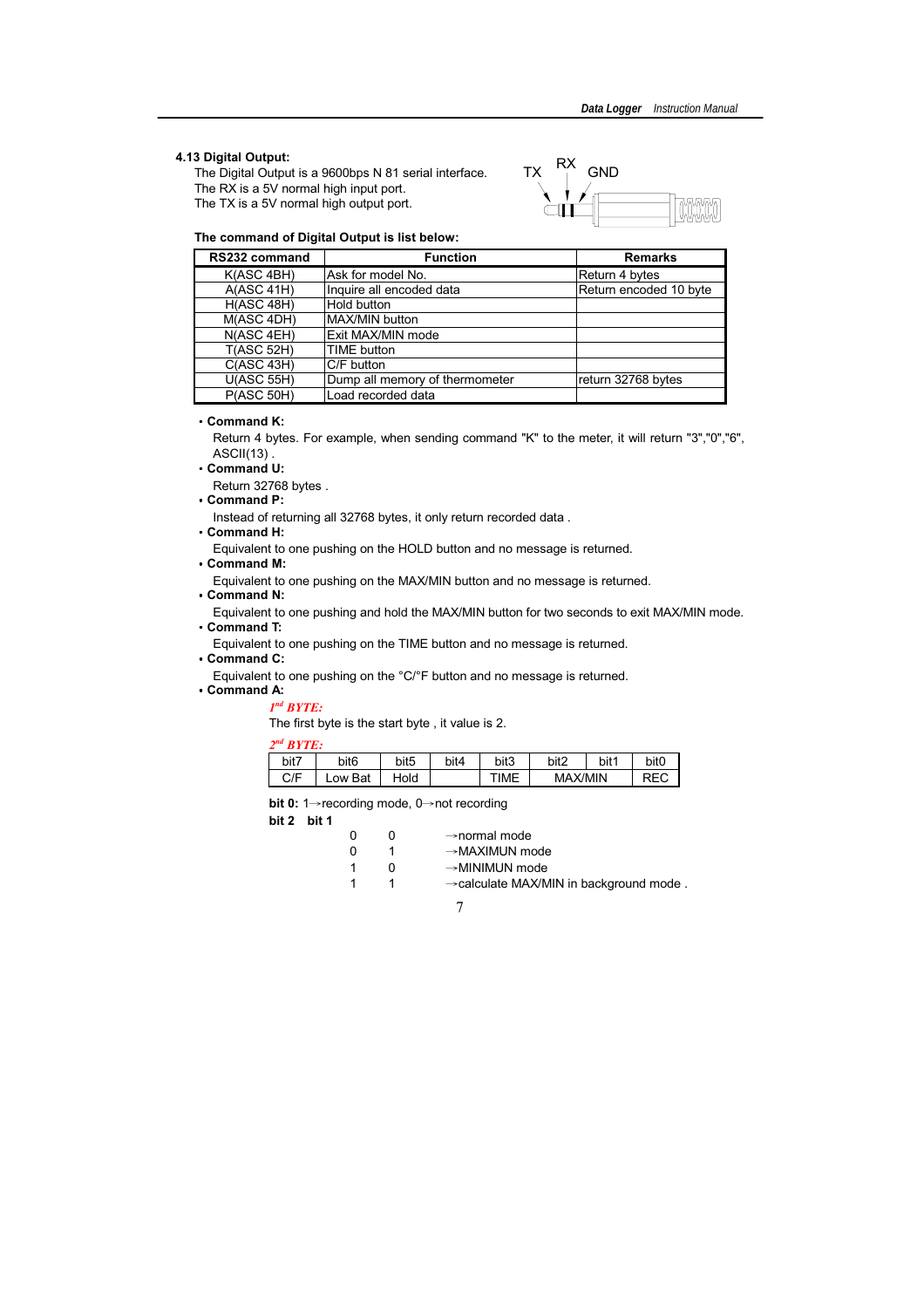### 4.13 Digital Output:

The Digital Output is a 9600bps N 81 serial interface.
The RX is a 5V normal high input port.
The TX is a 5V normal high output port.

TX RX GND

**The command of Digital Output is list below:**

| RS232 command | Function | Remarks |
|---|---|---|
| K(ASC 4BH) | Ask for model No. | Return 4 bytes |
| A(ASC 41H) | Inquire all encoded data | Return encoded 10 byte |
| H(ASC 48H) | Hold button | |
| M(ASC 4DH) | MAX/MIN button | |
| N(ASC 4EH) | Exit MAX/MIN mode | |
| T(ASC 52H) | TIME button | |
| C(ASC 43H) | C/F button | |
| U(ASC 55H) | Dump all memory of thermometer | return 32768 bytes |
| P(ASC 50H) | Load recorded data | |

- **Command K:**
  Return 4 bytes. For example, when sending command "K" to the meter, it will return "3","0","6", ASCII(13) .
- **Command U:**
  Return 32768 bytes .
- **Command P:**
  Instead of returning all 32768 bytes, it only return recorded data .
- **Command H:**
  Equivalent to one pushing on the HOLD button and no message is returned.
- **Command M:**
  Equivalent to one pushing on the MAX/MIN button and no message is returned.
- **Command N:**
  Equivalent to one pushing and hold the MAX/MIN button for two seconds to exit MAX/MIN mode.
- **Command T:**
  Equivalent to one pushing on the TIME button and no message is returned.
- **Command C:**
  Equivalent to one pushing on the °C/°F button and no message is returned.
- **Command A:**

*1nd BYTE:*

The first byte is the start byte , it value is 2.

*2nd BYTE:*

| bit7 | bit6 | bit5 | bit4 | bit3 | bit2 | bit1 | bit0 |
|---|---|---|---|---|---|---|---|
| C/F | Low Bat | Hold | | TIME | MAX/MIN | | REC |

**bit 0:** 1→recording mode, 0→not recording

**bit 2 bit 1**

| bit 2 | bit 1 | |
|---|---|---|
| 0 | 0 | →normal mode |
| 0 | 1 | →MAXIMUN mode |
| 1 | 0 | →MINIMUN mode |
| 1 | 1 | →calculate MAX/MIN in background mode . |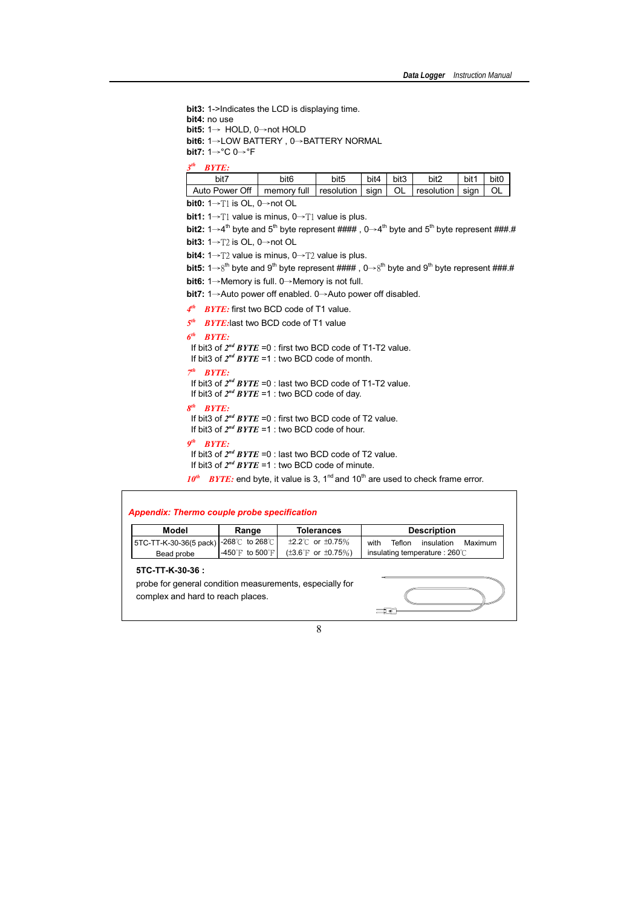**bit3:** 1->Indicates the LCD is displaying time.
**bit4:** no use
**bit5:** 1→ HOLD, 0→not HOLD
**bit6:** 1→LOW BATTERY , 0→BATTERY NORMAL
**bit7:** 1→°C 0→°F

***3<sup>th</sup> BYTE:***

| bit7 | bit6 | bit5 | bit4 | bit3 | bit2 | bit1 | bit0 |
|---|---|---|---|---|---|---|---|
| Auto Power Off | memory full | resolution | sign | OL | resolution | sign | OL |

**bit0:** 1→T1 is OL, 0→not OL
**bit1:** 1→T1 value is minus, 0→T1 value is plus.
**bit2:** 1→4th byte and 5th byte represent #### , 0→4th byte and 5th byte represent ###.#
**bit3:** 1→T2 is OL, 0→not OL
**bit4:** 1→T2 value is minus, 0→T2 value is plus.
**bit5:** 1→8th byte and 9th byte represent #### , 0→8th byte and 9th byte represent ###.#
**bit6:** 1→Memory is full. 0→Memory is not full.
**bit7:** 1→Auto power off enabled. 0→Auto power off disabled.

***4th BYTE:*** first two BCD code of T1 value.

***5th BYTE:***last two BCD code of T1 value

***6th BYTE:***
If bit3 of ***2nd BYTE*** =0 : first two BCD code of T1-T2 value.
If bit3 of ***2nd BYTE*** =1 : two BCD code of month.

***7th BYTE:***
If bit3 of ***2nd BYTE*** =0 : last two BCD code of T1-T2 value.
If bit3 of ***2nd BYTE*** =1 : two BCD code of day.

***8th BYTE:***
If bit3 of ***2nd BYTE*** =0 : first two BCD code of T2 value.
If bit3 of ***2nd BYTE*** =1 : two BCD code of hour.

***9th BYTE:***
If bit3 of ***2nd BYTE*** =0 : last two BCD code of T2 value.
If bit3 of ***2nd BYTE*** =1 : two BCD code of minute.

***10th BYTE:*** end byte, it value is 3, 1nd and 10th are used to check frame error.

***Appendix: Thermo couple probe specification***

| Model | Range | Tolerances | Description |
|---|---|---|---|
| 5TC-TT-K-30-36(5 pack) Bead probe | -268℃ to 268℃ -450℉ to 500℉ | ±2.2℃ or ±0.75% (±3.6℉ or ±0.75%) | with Teflon insulation Maximum insulating temperature : 260℃ |

**5TC-TT-K-30-36 :**

probe for general condition measurements, especially for complex and hard to reach places.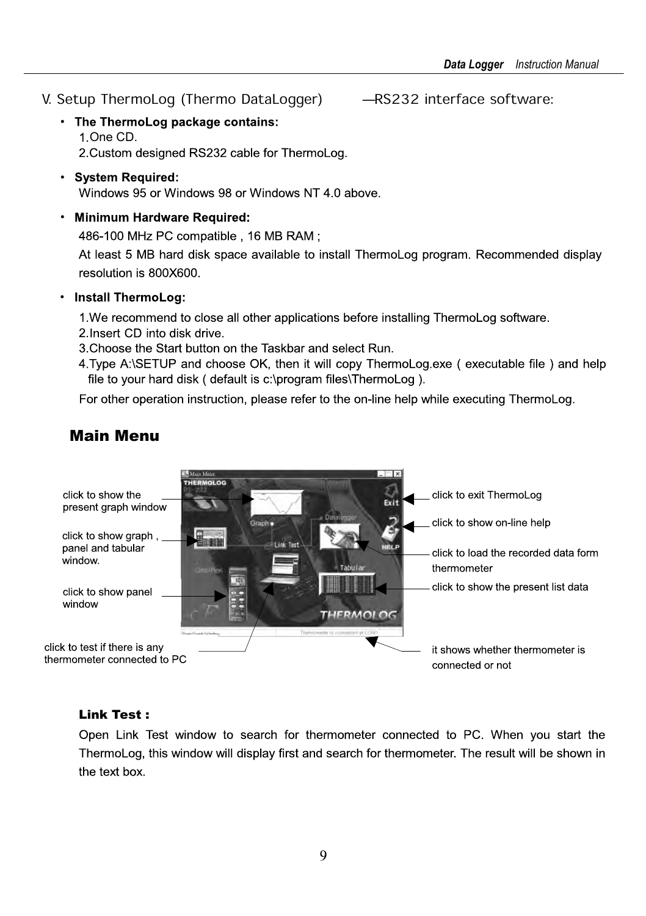## V. Setup ThermoLog (Thermo DataLogger) —RS232 interface software:

- **The ThermoLog package contains:**
  1. One CD.
  2. Custom designed RS232 cable for ThermoLog.
- **System Required:**
  Windows 95 or Windows 98 or Windows NT 4.0 above.
- **Minimum Hardware Required:**
  486-100 MHz PC compatible , 16 MB RAM ;
  At least 5 MB hard disk space available to install ThermoLog program. Recommended display resolution is 800X600.
- **Install ThermoLog:**
  1. We recommend to close all other applications before installing ThermoLog software.
  2. Insert CD into disk drive.
  3. Choose the Start button on the Taskbar and select Run.
  4. Type A:\SETUP and choose OK, then it will copy ThermoLog.exe ( executable file ) and help file to your hard disk ( default is c:\program files\ThermoLog ).

  For other operation instruction, please refer to the on-line help while executing ThermoLog.

### Main Menu

click to show the present graph window

click to show graph , panel and tabular window.

click to show panel window

click to test if there is any thermometer connected to PC

click to exit ThermoLog

click to show on-line help

click to load the recorded data form thermometer

click to show the present list data

it shows whether thermometer is connected or not

**Link Test :**

Open Link Test window to search for thermometer connected to PC. When you start the ThermoLog, this window will display first and search for thermometer. The result will be shown in the text box.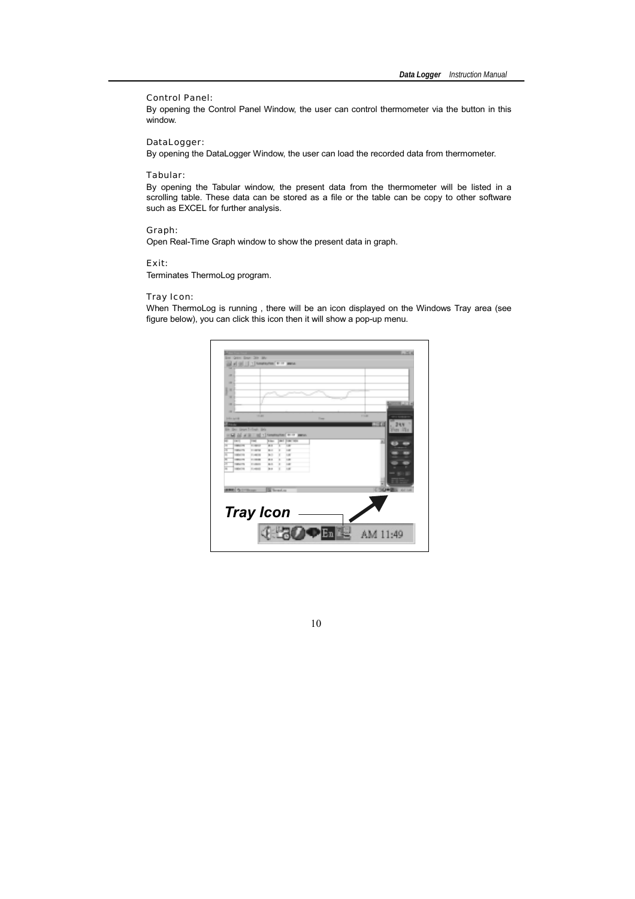### Control Panel:

By opening the Control Panel Window, the user can control thermometer via the button in this window.

### DataLogger:

By opening the DataLogger Window, the user can load the recorded data from thermometer.

### Tabular:

By opening the Tabular window, the present data from the thermometer will be listed in a scrolling table. These data can be stored as a file or the table can be copy to other software such as EXCEL for further analysis.

### Graph:

Open Real-Time Graph window to show the present data in graph.

### Exit:

Terminates ThermoLog program.

### Tray Icon:

When ThermoLog is running , there will be an icon displayed on the Windows Tray area (see figure below), you can click this icon then it will show a pop-up menu.

***Tray Icon***

AM 11:49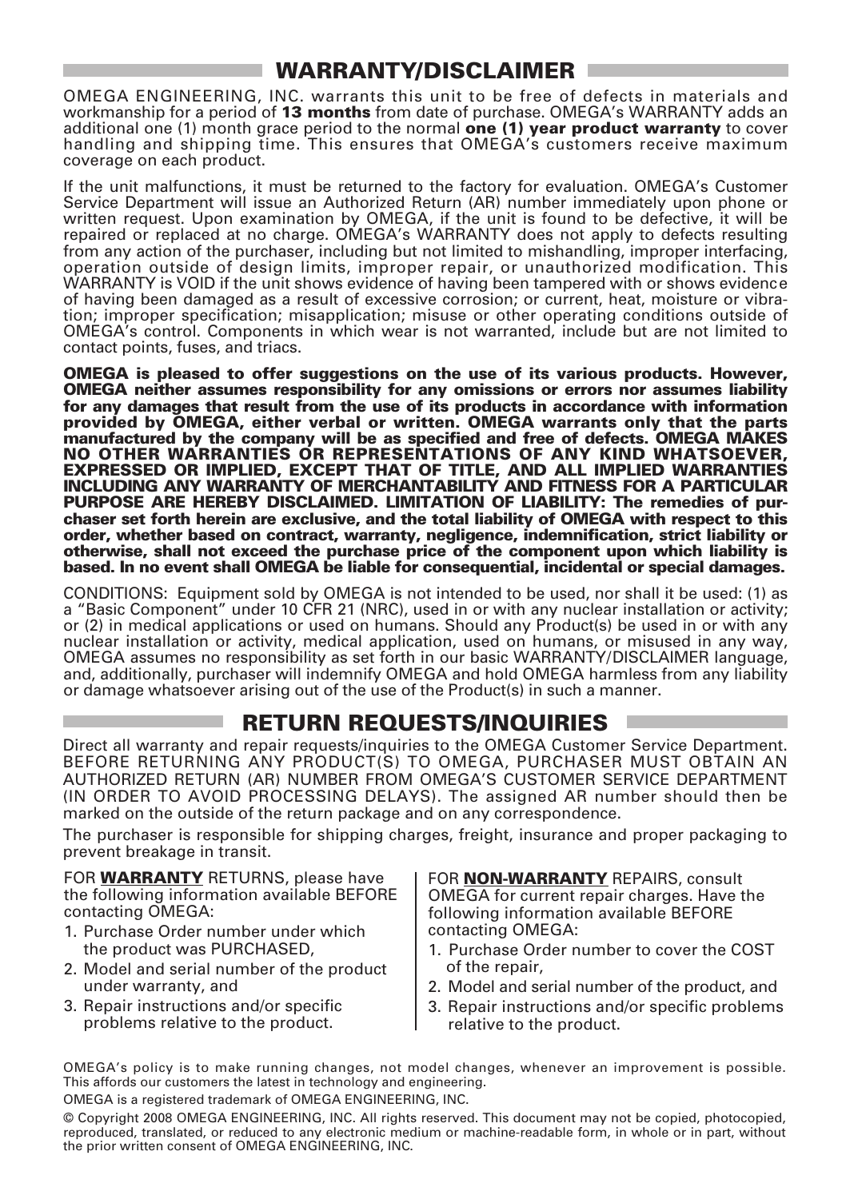## WARRANTY/DISCLAIMER

OMEGA ENGINEERING, INC. warrants this unit to be free of defects in materials and workmanship for a period of **13 months** from date of purchase. OMEGA's WARRANTY adds an additional one (1) month grace period to the normal **one (1) year product warranty** to cover handling and shipping time. This ensures that OMEGA's customers receive maximum coverage on each product.

If the unit malfunctions, it must be returned to the factory for evaluation. OMEGA's Customer Service Department will issue an Authorized Return (AR) number immediately upon phone or written request. Upon examination by OMEGA, if the unit is found to be defective, it will be repaired or replaced at no charge. OMEGA's WARRANTY does not apply to defects resulting from any action of the purchaser, including but not limited to mishandling, improper interfacing, operation outside of design limits, improper repair, or unauthorized modification. This WARRANTY is VOID if the unit shows evidence of having been tampered with or shows evidence of having been damaged as a result of excessive corrosion; or current, heat, moisture or vibration; improper specification; misapplication; misuse or other operating conditions outside of OMEGA's control. Components in which wear is not warranted, include but are not limited to contact points, fuses, and triacs.

**OMEGA is pleased to offer suggestions on the use of its various products. However, OMEGA neither assumes responsibility for any omissions or errors nor assumes liability for any damages that result from the use of its products in accordance with information provided by OMEGA, either verbal or written. OMEGA warrants only that the parts manufactured by the company will be as specified and free of defects. OMEGA MAKES NO OTHER WARRANTIES OR REPRESENTATIONS OF ANY KIND WHATSOEVER, EXPRESSED OR IMPLIED, EXCEPT THAT OF TITLE, AND ALL IMPLIED WARRANTIES INCLUDING ANY WARRANTY OF MERCHANTABILITY AND FITNESS FOR A PARTICULAR PURPOSE ARE HEREBY DISCLAIMED. LIMITATION OF LIABILITY: The remedies of purchaser set forth herein are exclusive, and the total liability of OMEGA with respect to this order, whether based on contract, warranty, negligence, indemnification, strict liability or otherwise, shall not exceed the purchase price of the component upon which liability is based. In no event shall OMEGA be liable for consequential, incidental or special damages.**

CONDITIONS: Equipment sold by OMEGA is not intended to be used, nor shall it be used: (1) as a "Basic Component" under 10 CFR 21 (NRC), used in or with any nuclear installation or activity; or (2) in medical applications or used on humans. Should any Product(s) be used in or with any nuclear installation or activity, medical application, used on humans, or misused in any way, OMEGA assumes no responsibility as set forth in our basic WARRANTY/DISCLAIMER language, and, additionally, purchaser will indemnify OMEGA and hold OMEGA harmless from any liability or damage whatsoever arising out of the use of the Product(s) in such a manner.

## RETURN REQUESTS/INQUIRIES

Direct all warranty and repair requests/inquiries to the OMEGA Customer Service Department. BEFORE RETURNING ANY PRODUCT(S) TO OMEGA, PURCHASER MUST OBTAIN AN AUTHORIZED RETURN (AR) NUMBER FROM OMEGA'S CUSTOMER SERVICE DEPARTMENT (IN ORDER TO AVOID PROCESSING DELAYS). The assigned AR number should then be marked on the outside of the return package and on any correspondence.

The purchaser is responsible for shipping charges, freight, insurance and proper packaging to prevent breakage in transit.

FOR **WARRANTY** RETURNS, please have the following information available BEFORE contacting OMEGA:

1. Purchase Order number under which the product was PURCHASED,
2. Model and serial number of the product under warranty, and
3. Repair instructions and/or specific problems relative to the product.

FOR **NON-WARRANTY** REPAIRS, consult OMEGA for current repair charges. Have the following information available BEFORE contacting OMEGA:

1. Purchase Order number to cover the COST of the repair,
2. Model and serial number of the product, and
3. Repair instructions and/or specific problems relative to the product.

OMEGA's policy is to make running changes, not model changes, whenever an improvement is possible. This affords our customers the latest in technology and engineering.

OMEGA is a registered trademark of OMEGA ENGINEERING, INC.

© Copyright 2008 OMEGA ENGINEERING, INC. All rights reserved. This document may not be copied, photocopied, reproduced, translated, or reduced to any electronic medium or machine-readable form, in whole or in part, without the prior written consent of OMEGA ENGINEERING, INC.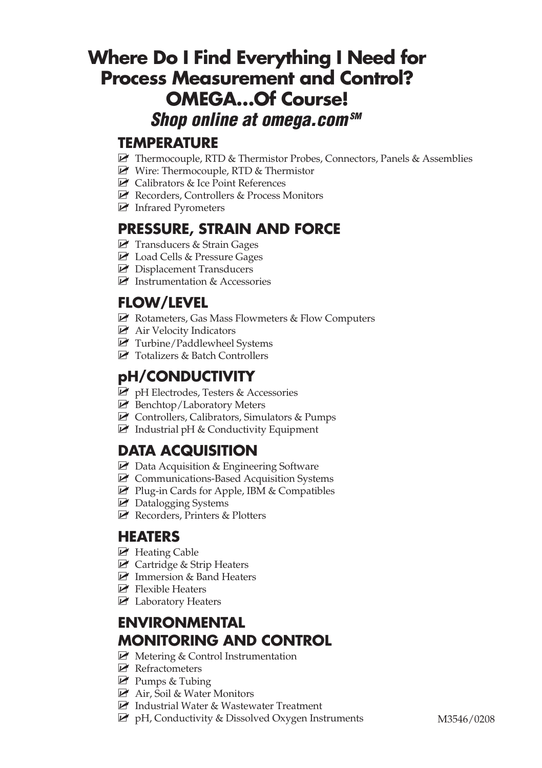# Where Do I Find Everything I Need for Process Measurement and Control? OMEGA...Of Course!

***Shop online at omega.com℠***

## TEMPERATURE

- ☑ Thermocouple, RTD & Thermistor Probes, Connectors, Panels & Assemblies
- ☑ Wire: Thermocouple, RTD & Thermistor
- ☑ Calibrators & Ice Point References
- ☑ Recorders, Controllers & Process Monitors
- ☑ Infrared Pyrometers

## PRESSURE, STRAIN AND FORCE

- ☑ Transducers & Strain Gages
- ☑ Load Cells & Pressure Gages
- ☑ Displacement Transducers
- ☑ Instrumentation & Accessories

## FLOW/LEVEL

- ☑ Rotameters, Gas Mass Flowmeters & Flow Computers
- ☑ Air Velocity Indicators
- ☑ Turbine/Paddlewheel Systems
- ☑ Totalizers & Batch Controllers

## pH/CONDUCTIVITY

- ☑ pH Electrodes, Testers & Accessories
- ☑ Benchtop/Laboratory Meters
- ☑ Controllers, Calibrators, Simulators & Pumps
- ☑ Industrial pH & Conductivity Equipment

## DATA ACQUISITION

- ☑ Data Acquisition & Engineering Software
- ☑ Communications-Based Acquisition Systems
- ☑ Plug-in Cards for Apple, IBM & Compatibles
- ☑ Datalogging Systems
- ☑ Recorders, Printers & Plotters

## HEATERS

- ☑ Heating Cable
- ☑ Cartridge & Strip Heaters
- ☑ Immersion & Band Heaters
- ☑ Flexible Heaters
- ☑ Laboratory Heaters

## ENVIRONMENTAL MONITORING AND CONTROL

- ☑ Metering & Control Instrumentation
- ☑ Refractometers
- ☑ Pumps & Tubing
- ☑ Air, Soil & Water Monitors
- ☑ Industrial Water & Wastewater Treatment
- ☑ pH, Conductivity & Dissolved Oxygen Instruments

M3546/0208